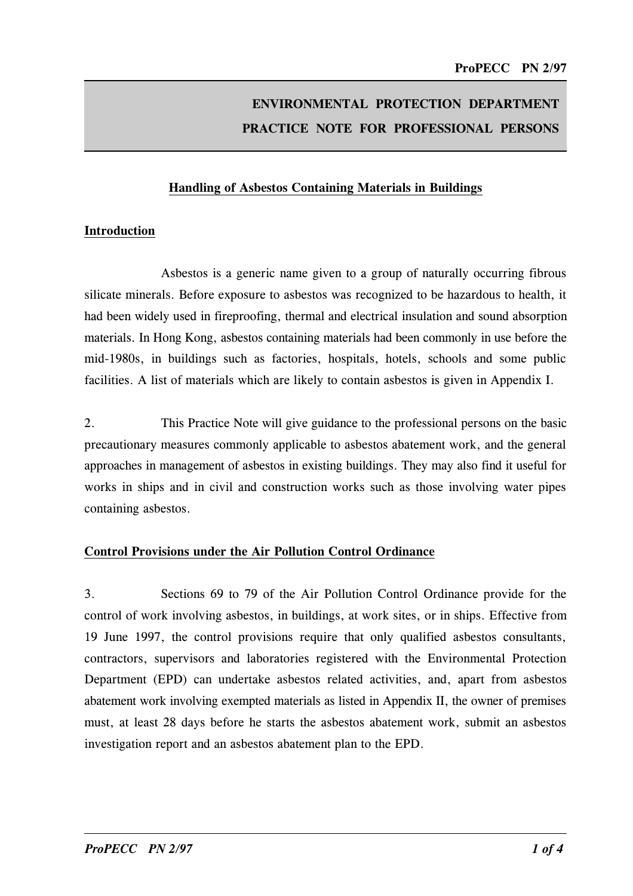# ENVIRONMENTAL PROTECTION DEPARTMENT
# PRACTICE NOTE FOR PROFESSIONAL PERSONS

## Handling of Asbestos Containing Materials in Buildings

### Introduction

Asbestos is a generic name given to a group of naturally occurring fibrous silicate minerals. Before exposure to asbestos was recognized to be hazardous to health, it had been widely used in fireproofing, thermal and electrical insulation and sound absorption materials. In Hong Kong, asbestos containing materials had been commonly in use before the mid-1980s, in buildings such as factories, hospitals, hotels, schools and some public facilities. A list of materials which are likely to contain asbestos is given in Appendix I.

2. This Practice Note will give guidance to the professional persons on the basic precautionary measures commonly applicable to asbestos abatement work, and the general approaches in management of asbestos in existing buildings. They may also find it useful for works in ships and in civil and construction works such as those involving water pipes containing asbestos.

### Control Provisions under the Air Pollution Control Ordinance

3. Sections 69 to 79 of the Air Pollution Control Ordinance provide for the control of work involving asbestos, in buildings, at work sites, or in ships. Effective from 19 June 1997, the control provisions require that only qualified asbestos consultants, contractors, supervisors and laboratories registered with the Environmental Protection Department (EPD) can undertake asbestos related activities, and, apart from asbestos abatement work involving exempted materials as listed in Appendix II, the owner of premises must, at least 28 days before he starts the asbestos abatement work, submit an asbestos investigation report and an asbestos abatement plan to the EPD.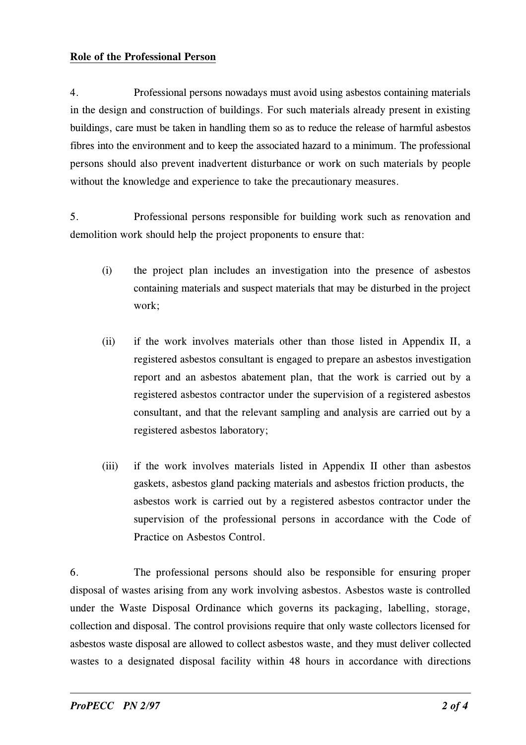**Role of the Professional Person**

4. Professional persons nowadays must avoid using asbestos containing materials in the design and construction of buildings. For such materials already present in existing buildings, care must be taken in handling them so as to reduce the release of harmful asbestos fibres into the environment and to keep the associated hazard to a minimum. The professional persons should also prevent inadvertent disturbance or work on such materials by people without the knowledge and experience to take the precautionary measures.

5. Professional persons responsible for building work such as renovation and demolition work should help the project proponents to ensure that:

(i) the project plan includes an investigation into the presence of asbestos containing materials and suspect materials that may be disturbed in the project work;

(ii) if the work involves materials other than those listed in Appendix II, a registered asbestos consultant is engaged to prepare an asbestos investigation report and an asbestos abatement plan, that the work is carried out by a registered asbestos contractor under the supervision of a registered asbestos consultant, and that the relevant sampling and analysis are carried out by a registered asbestos laboratory;

(iii) if the work involves materials listed in Appendix II other than asbestos gaskets, asbestos gland packing materials and asbestos friction products, the asbestos work is carried out by a registered asbestos contractor under the supervision of the professional persons in accordance with the Code of Practice on Asbestos Control.

6. The professional persons should also be responsible for ensuring proper disposal of wastes arising from any work involving asbestos. Asbestos waste is controlled under the Waste Disposal Ordinance which governs its packaging, labelling, storage, collection and disposal. The control provisions require that only waste collectors licensed for asbestos waste disposal are allowed to collect asbestos waste, and they must deliver collected wastes to a designated disposal facility within 48 hours in accordance with directions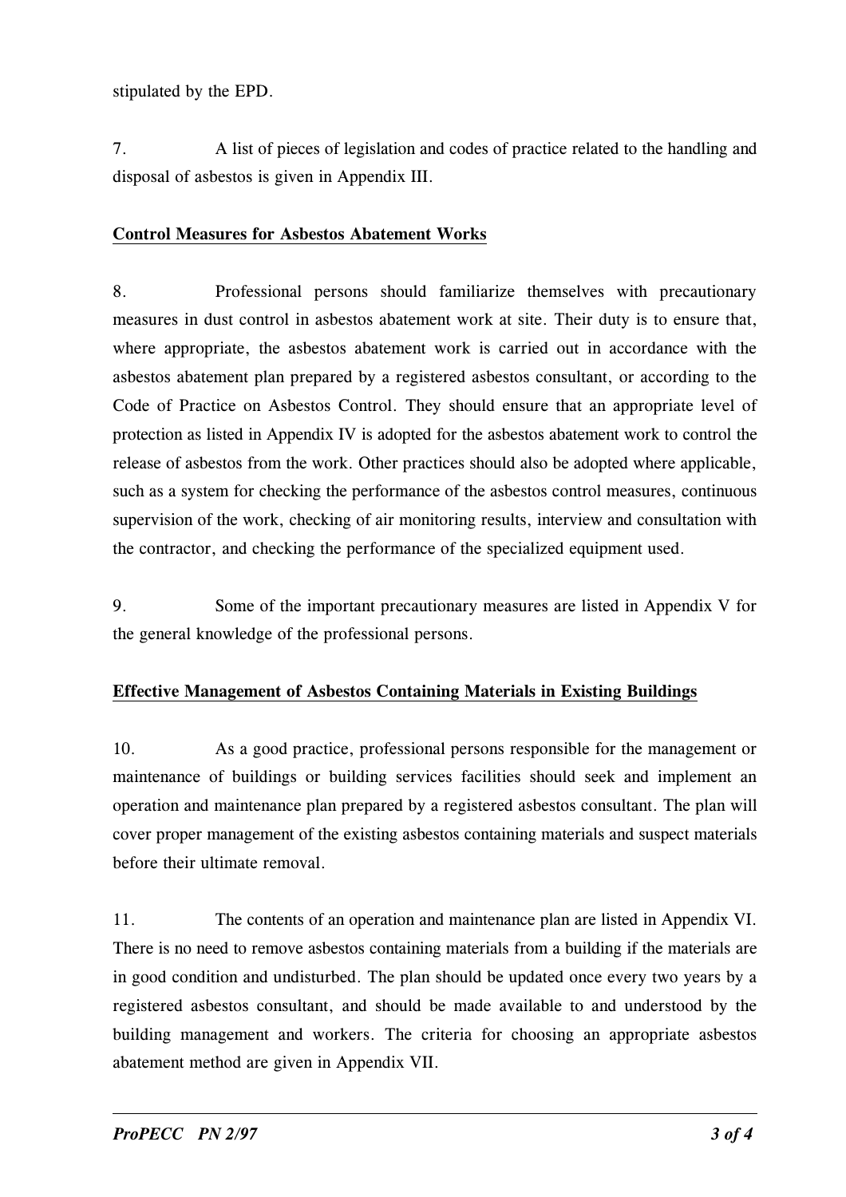stipulated by the EPD.

7. A list of pieces of legislation and codes of practice related to the handling and disposal of asbestos is given in Appendix III.

## Control Measures for Asbestos Abatement Works

8. Professional persons should familiarize themselves with precautionary measures in dust control in asbestos abatement work at site. Their duty is to ensure that, where appropriate, the asbestos abatement work is carried out in accordance with the asbestos abatement plan prepared by a registered asbestos consultant, or according to the Code of Practice on Asbestos Control. They should ensure that an appropriate level of protection as listed in Appendix IV is adopted for the asbestos abatement work to control the release of asbestos from the work. Other practices should also be adopted where applicable, such as a system for checking the performance of the asbestos control measures, continuous supervision of the work, checking of air monitoring results, interview and consultation with the contractor, and checking the performance of the specialized equipment used.

9. Some of the important precautionary measures are listed in Appendix V for the general knowledge of the professional persons.

## Effective Management of Asbestos Containing Materials in Existing Buildings

10. As a good practice, professional persons responsible for the management or maintenance of buildings or building services facilities should seek and implement an operation and maintenance plan prepared by a registered asbestos consultant. The plan will cover proper management of the existing asbestos containing materials and suspect materials before their ultimate removal.

11. The contents of an operation and maintenance plan are listed in Appendix VI. There is no need to remove asbestos containing materials from a building if the materials are in good condition and undisturbed. The plan should be updated once every two years by a registered asbestos consultant, and should be made available to and understood by the building management and workers. The criteria for choosing an appropriate asbestos abatement method are given in Appendix VII.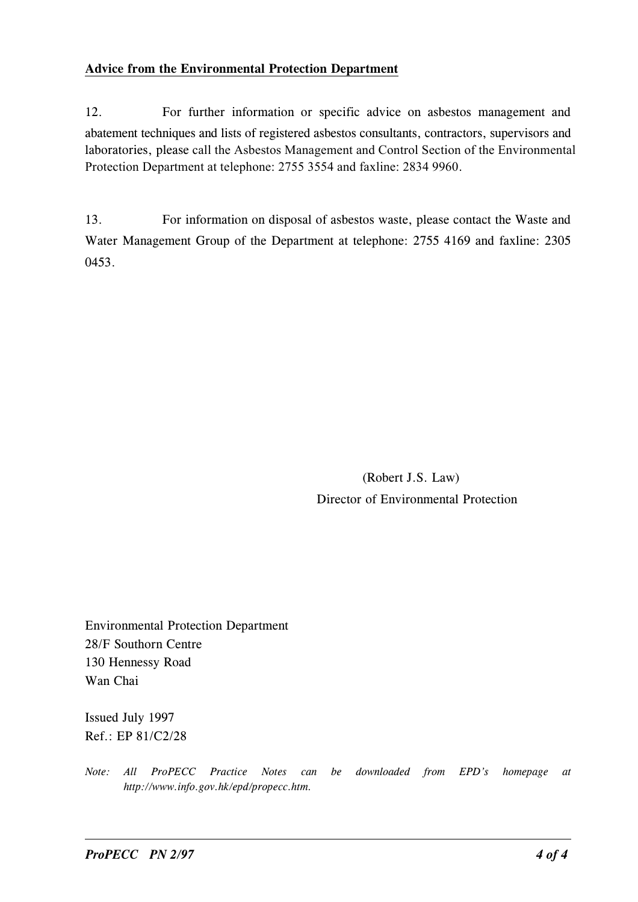**<u>Advice from the Environmental Protection Department</u>**

12. For further information or specific advice on asbestos management and abatement techniques and lists of registered asbestos consultants, contractors, supervisors and laboratories, please call the Asbestos Management and Control Section of the Environmental Protection Department at telephone: 2755 3554 and faxline: 2834 9960.

13. For information on disposal of asbestos waste, please contact the Waste and Water Management Group of the Department at telephone: 2755 4169 and faxline: 2305 0453.

(Robert J.S. Law)
Director of Environmental Protection

Environmental Protection Department
28/F Southorn Centre
130 Hennessy Road
Wan Chai

Issued July 1997
Ref.: EP 81/C2/28

*Note: All ProPECC Practice Notes can be downloaded from EPD's homepage at http://www.info.gov.hk/epd/propecc.htm.*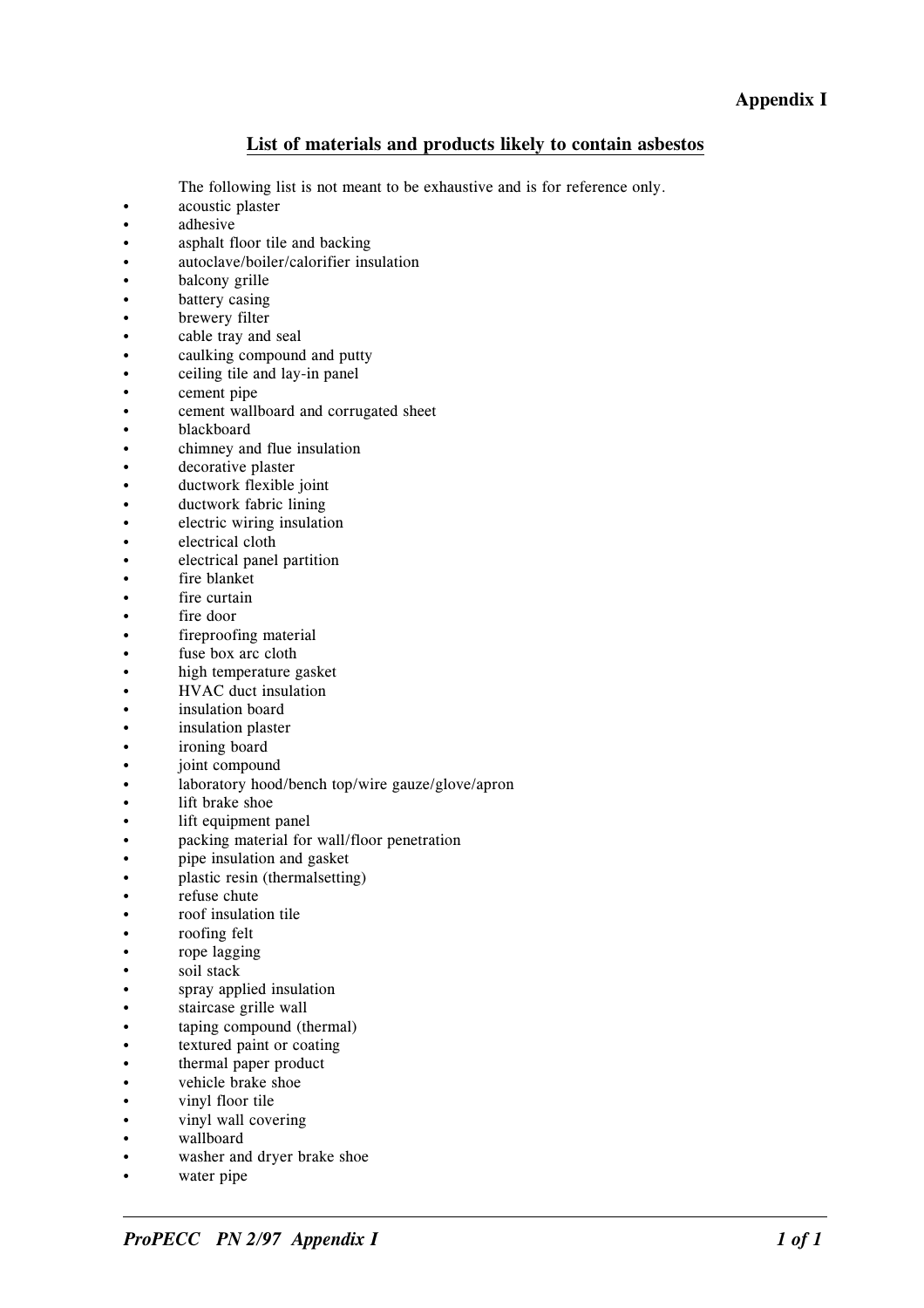**Appendix I**

## List of materials and products likely to contain asbestos

The following list is not meant to be exhaustive and is for reference only.

- acoustic plaster
- adhesive
- asphalt floor tile and backing
- autoclave/boiler/calorifier insulation
- balcony grille
- battery casing
- brewery filter
- cable tray and seal
- caulking compound and putty
- ceiling tile and lay-in panel
- cement pipe
- cement wallboard and corrugated sheet
- blackboard
- chimney and flue insulation
- decorative plaster
- ductwork flexible joint
- ductwork fabric lining
- electric wiring insulation
- electrical cloth
- electrical panel partition
- fire blanket
- fire curtain
- fire door
- fireproofing material
- fuse box arc cloth
- high temperature gasket
- HVAC duct insulation
- insulation board
- insulation plaster
- ironing board
- joint compound
- laboratory hood/bench top/wire gauze/glove/apron
- lift brake shoe
- lift equipment panel
- packing material for wall/floor penetration
- pipe insulation and gasket
- plastic resin (thermalsetting)
- refuse chute
- roof insulation tile
- roofing felt
- rope lagging
- soil stack
- spray applied insulation
- staircase grille wall
- taping compound (thermal)
- textured paint or coating
- thermal paper product
- vehicle brake shoe
- vinyl floor tile
- vinyl wall covering
- wallboard
- washer and dryer brake shoe
- water pipe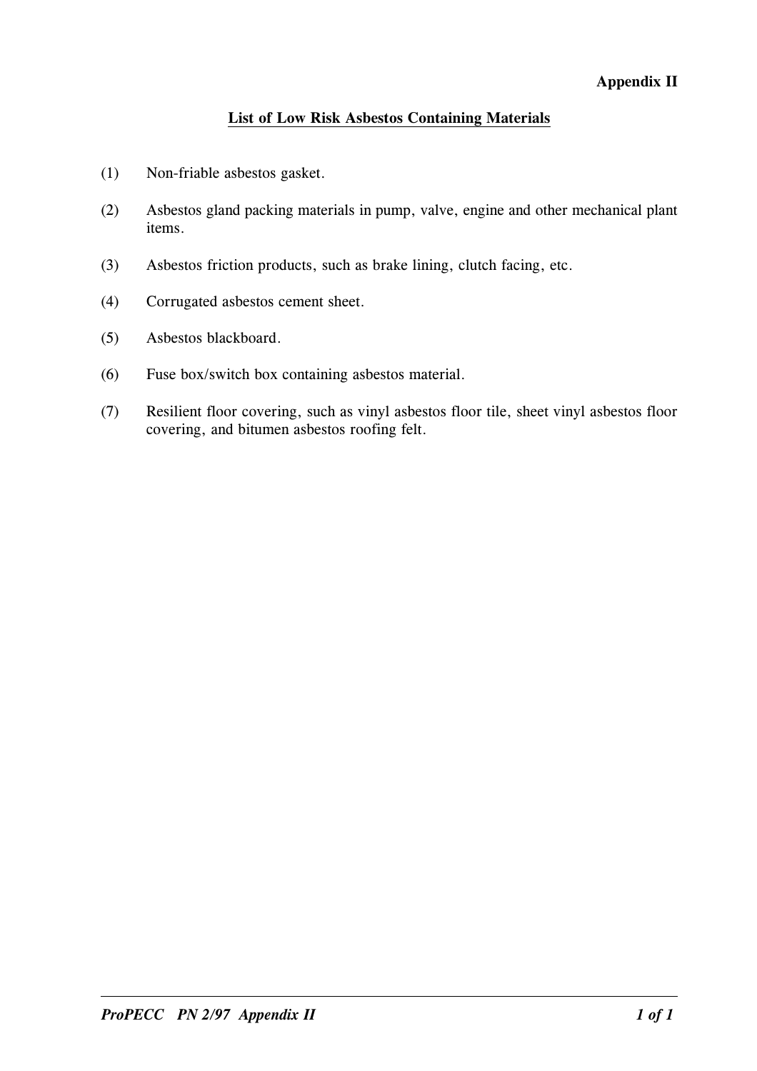**Appendix II**

## List of Low Risk Asbestos Containing Materials

(1) Non-friable asbestos gasket.

(2) Asbestos gland packing materials in pump, valve, engine and other mechanical plant items.

(3) Asbestos friction products, such as brake lining, clutch facing, etc.

(4) Corrugated asbestos cement sheet.

(5) Asbestos blackboard.

(6) Fuse box/switch box containing asbestos material.

(7) Resilient floor covering, such as vinyl asbestos floor tile, sheet vinyl asbestos floor covering, and bitumen asbestos roofing felt.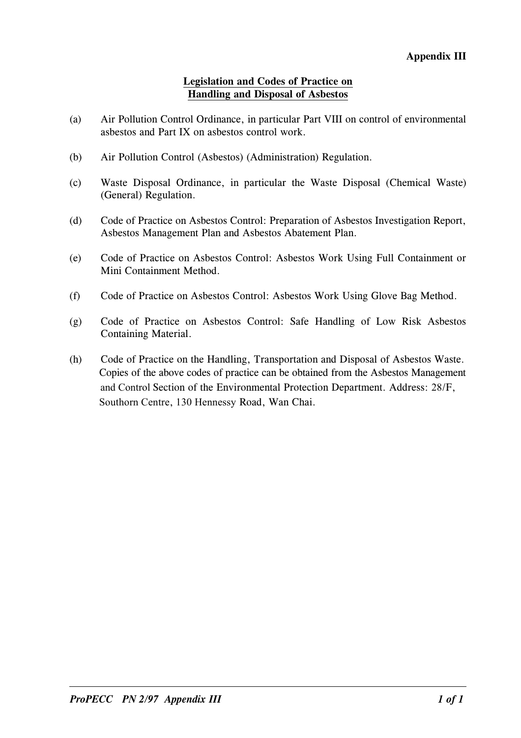**Appendix III**

## Legislation and Codes of Practice on Handling and Disposal of Asbestos

(a) Air Pollution Control Ordinance, in particular Part VIII on control of environmental asbestos and Part IX on asbestos control work.

(b) Air Pollution Control (Asbestos) (Administration) Regulation.

(c) Waste Disposal Ordinance, in particular the Waste Disposal (Chemical Waste) (General) Regulation.

(d) Code of Practice on Asbestos Control: Preparation of Asbestos Investigation Report, Asbestos Management Plan and Asbestos Abatement Plan.

(e) Code of Practice on Asbestos Control: Asbestos Work Using Full Containment or Mini Containment Method.

(f) Code of Practice on Asbestos Control: Asbestos Work Using Glove Bag Method.

(g) Code of Practice on Asbestos Control: Safe Handling of Low Risk Asbestos Containing Material.

(h) Code of Practice on the Handling, Transportation and Disposal of Asbestos Waste.
Copies of the above codes of practice can be obtained from the Asbestos Management and Control Section of the Environmental Protection Department. Address: 28/F, Southorn Centre, 130 Hennessy Road, Wan Chai.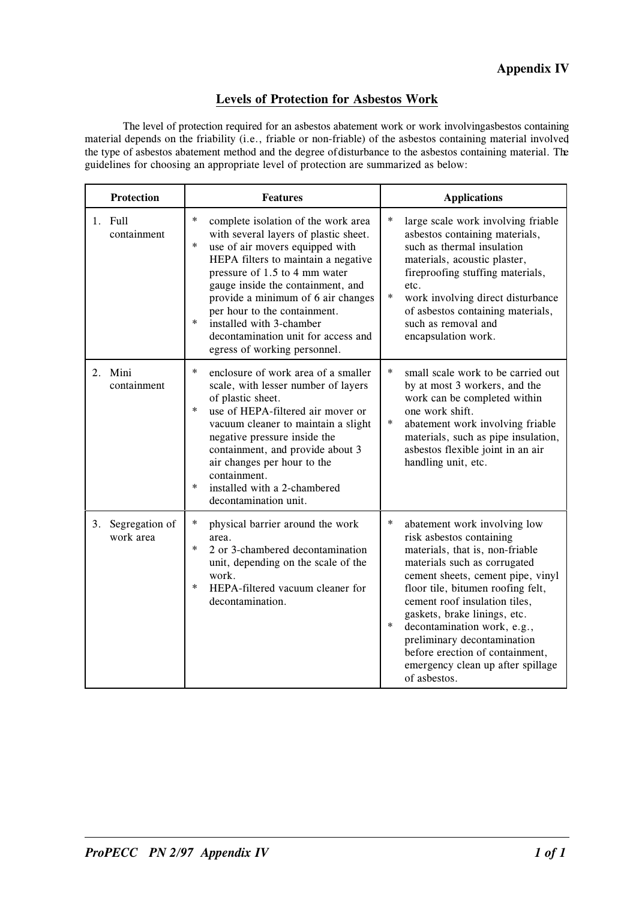**Appendix IV**

## Levels of Protection for Asbestos Work

The level of protection required for an asbestos abatement work or work involvingasbestos containing material depends on the friability (i.e., friable or non-friable) of the asbestos containing material involved the type of asbestos abatement method and the degree of disturbance to the asbestos containing material. The guidelines for choosing an appropriate level of protection are summarized as below:

| Protection | Features | Applications |
|---|---|---|
| 1. Full containment | * complete isolation of the work area with several layers of plastic sheet.<br>* use of air movers equipped with HEPA filters to maintain a negative pressure of 1.5 to 4 mm water gauge inside the containment, and provide a minimum of 6 air changes per hour to the containment.<br>* installed with 3-chamber decontamination unit for access and egress of working personnel. | * large scale work involving friable asbestos containing materials, such as thermal insulation materials, acoustic plaster, fireproofing stuffing materials, etc.<br>* work involving direct disturbance of asbestos containing materials, such as removal and encapsulation work. |
| 2. Mini containment | * enclosure of work area of a smaller scale, with lesser number of layers of plastic sheet.<br>* use of HEPA-filtered air mover or vacuum cleaner to maintain a slight negative pressure inside the containment, and provide about 3 air changes per hour to the containment.<br>* installed with a 2-chambered decontamination unit. | * small scale work to be carried out by at most 3 workers, and the work can be completed within one work shift.<br>* abatement work involving friable materials, such as pipe insulation, asbestos flexible joint in an air handling unit, etc. |
| 3. Segregation of work area | * physical barrier around the work area.<br>* 2 or 3-chambered decontamination unit, depending on the scale of the work.<br>* HEPA-filtered vacuum cleaner for decontamination. | * abatement work involving low risk asbestos containing materials, that is, non-friable materials such as corrugated cement sheets, cement pipe, vinyl floor tile, bitumen roofing felt, cement roof insulation tiles, gaskets, brake linings, etc.<br>* decontamination work, e.g., preliminary decontamination before erection of containment, emergency clean up after spillage of asbestos. |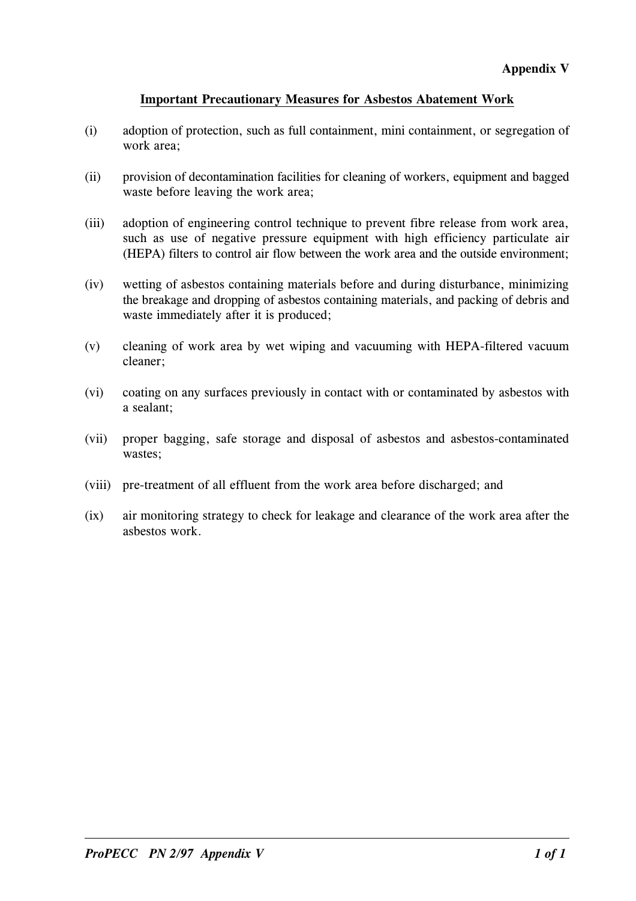**Appendix V**

## Important Precautionary Measures for Asbestos Abatement Work

(i) adoption of protection, such as full containment, mini containment, or segregation of work area;

(ii) provision of decontamination facilities for cleaning of workers, equipment and bagged waste before leaving the work area;

(iii) adoption of engineering control technique to prevent fibre release from work area, such as use of negative pressure equipment with high efficiency particulate air (HEPA) filters to control air flow between the work area and the outside environment;

(iv) wetting of asbestos containing materials before and during disturbance, minimizing the breakage and dropping of asbestos containing materials, and packing of debris and waste immediately after it is produced;

(v) cleaning of work area by wet wiping and vacuuming with HEPA-filtered vacuum cleaner;

(vi) coating on any surfaces previously in contact with or contaminated by asbestos with a sealant;

(vii) proper bagging, safe storage and disposal of asbestos and asbestos-contaminated wastes;

(viii) pre-treatment of all effluent from the work area before discharged; and

(ix) air monitoring strategy to check for leakage and clearance of the work area after the asbestos work.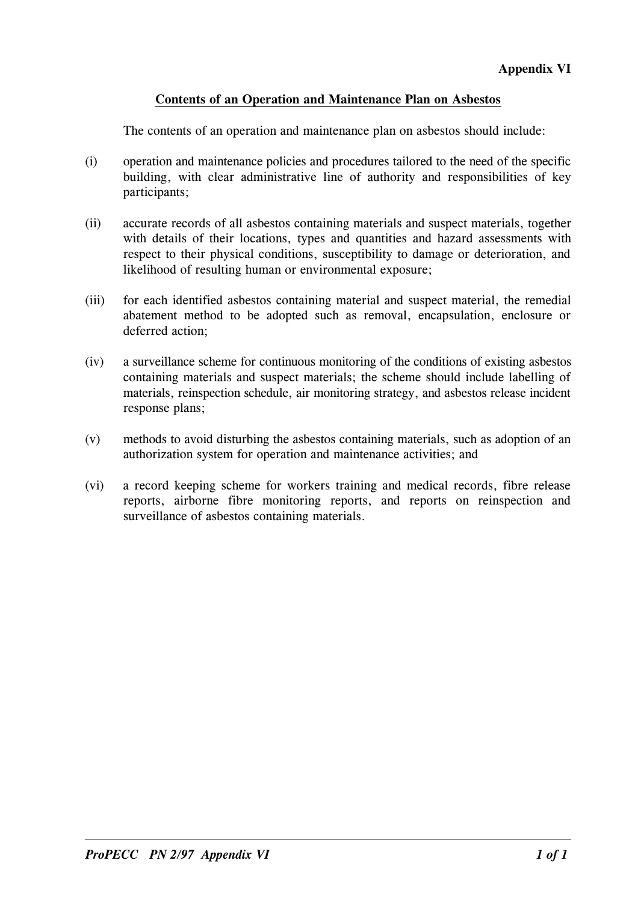**Appendix VI**

## Contents of an Operation and Maintenance Plan on Asbestos

The contents of an operation and maintenance plan on asbestos should include:

(i) operation and maintenance policies and procedures tailored to the need of the specific building, with clear administrative line of authority and responsibilities of key participants;

(ii) accurate records of all asbestos containing materials and suspect materials, together with details of their locations, types and quantities and hazard assessments with respect to their physical conditions, susceptibility to damage or deterioration, and likelihood of resulting human or environmental exposure;

(iii) for each identified asbestos containing material and suspect material, the remedial abatement method to be adopted such as removal, encapsulation, enclosure or deferred action;

(iv) a surveillance scheme for continuous monitoring of the conditions of existing asbestos containing materials and suspect materials; the scheme should include labelling of materials, reinspection schedule, air monitoring strategy, and asbestos release incident response plans;

(v) methods to avoid disturbing the asbestos containing materials, such as adoption of an authorization system for operation and maintenance activities; and

(vi) a record keeping scheme for workers training and medical records, fibre release reports, airborne fibre monitoring reports, and reports on reinspection and surveillance of asbestos containing materials.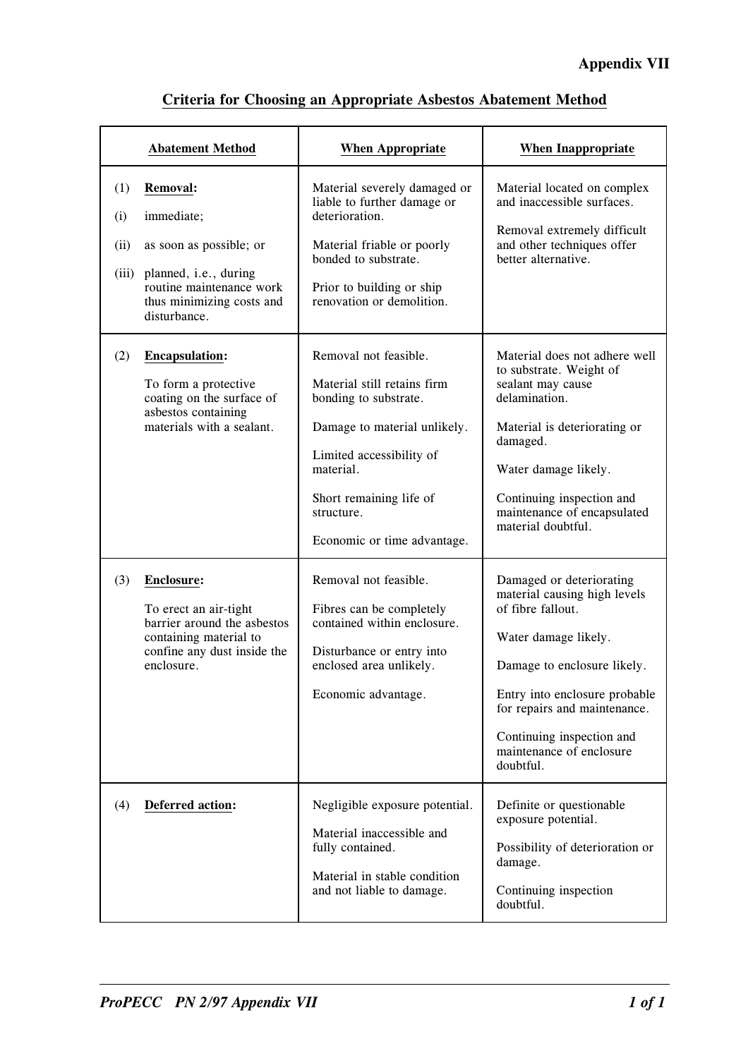**Appendix VII**

## Criteria for Choosing an Appropriate Asbestos Abatement Method

| Abatement Method | When Appropriate | When Inappropriate |
|---|---|---|
| (1) **Removal:**<br>(i) immediate;<br>(ii) as soon as possible; or<br>(iii) planned, i.e., during routine maintenance work thus minimizing costs and disturbance. | Material severely damaged or liable to further damage or deterioration.<br><br>Material friable or poorly bonded to substrate.<br><br>Prior to building or ship renovation or demolition. | Material located on complex and inaccessible surfaces.<br><br>Removal extremely difficult and other techniques offer better alternative. |
| (2) **Encapsulation:**<br><br>To form a protective coating on the surface of asbestos containing materials with a sealant. | Removal not feasible.<br><br>Material still retains firm bonding to substrate.<br><br>Damage to material unlikely.<br><br>Limited accessibility of material.<br><br>Short remaining life of structure.<br><br>Economic or time advantage. | Material does not adhere well to substrate. Weight of sealant may cause delamination.<br><br>Material is deteriorating or damaged.<br><br>Water damage likely.<br><br>Continuing inspection and maintenance of encapsulated material doubtful. |
| (3) **Enclosure:**<br><br>To erect an air-tight barrier around the asbestos containing material to confine any dust inside the enclosure. | Removal not feasible.<br><br>Fibres can be completely contained within enclosure.<br><br>Disturbance or entry into enclosed area unlikely.<br><br>Economic advantage. | Damaged or deteriorating material causing high levels of fibre fallout.<br><br>Water damage likely.<br><br>Damage to enclosure likely.<br><br>Entry into enclosure probable for repairs and maintenance.<br><br>Continuing inspection and maintenance of enclosure doubtful. |
| (4) **Deferred action:** | Negligible exposure potential.<br><br>Material inaccessible and fully contained.<br><br>Material in stable condition and not liable to damage. | Definite or questionable exposure potential.<br><br>Possibility of deterioration or damage.<br><br>Continuing inspection doubtful. |